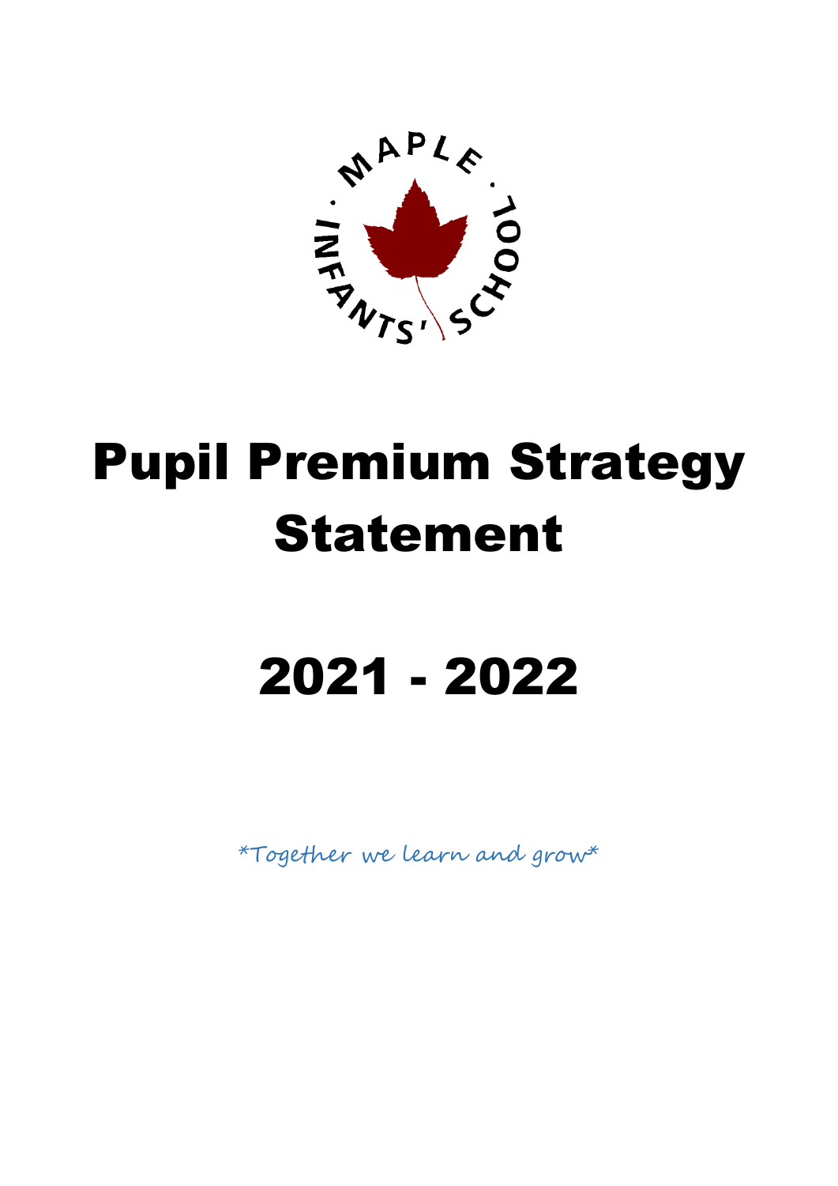# Pupil Premium Strategy Statement

# 2021 - 2022

*Together we learn and grow*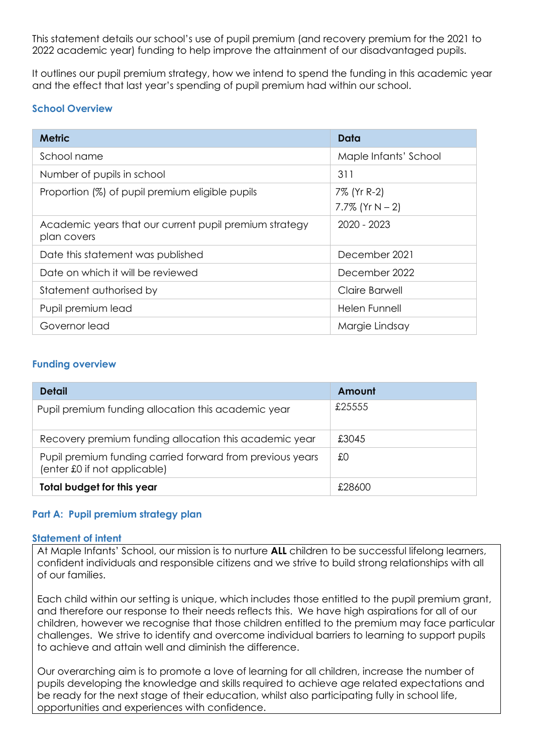This statement details our school's use of pupil premium (and recovery premium for the 2021 to 2022 academic year) funding to help improve the attainment of our disadvantaged pupils.

It outlines our pupil premium strategy, how we intend to spend the funding in this academic year and the effect that last year's spending of pupil premium had within our school.

### School Overview

| Metric | Data |
|---|---|
| School name | Maple Infants' School |
| Number of pupils in school | 311 |
| Proportion (%) of pupil premium eligible pupils | 7% (Yr R-2)<br>7.7% (Yr N – 2) |
| Academic years that our current pupil premium strategy plan covers | 2020 - 2023 |
| Date this statement was published | December 2021 |
| Date on which it will be reviewed | December 2022 |
| Statement authorised by | Claire Barwell |
| Pupil premium lead | Helen Funnell |
| Governor lead | Margie Lindsay |

### Funding overview

| Detail | Amount |
|---|---|
| Pupil premium funding allocation this academic year | £25555 |
| Recovery premium funding allocation this academic year | £3045 |
| Pupil premium funding carried forward from previous years (enter £0 if not applicable) | £0 |
| **Total budget for this year** | £28600 |

## Part A: Pupil premium strategy plan

### Statement of intent

At Maple Infants' School, our mission is to nurture **ALL** children to be successful lifelong learners, confident individuals and responsible citizens and we strive to build strong relationships with all of our families.

Each child within our setting is unique, which includes those entitled to the pupil premium grant, and therefore our response to their needs reflects this. We have high aspirations for all of our children, however we recognise that those children entitled to the premium may face particular challenges. We strive to identify and overcome individual barriers to learning to support pupils to achieve and attain well and diminish the difference.

Our overarching aim is to promote a love of learning for all children, increase the number of pupils developing the knowledge and skills required to achieve age related expectations and be ready for the next stage of their education, whilst also participating fully in school life, opportunities and experiences with confidence.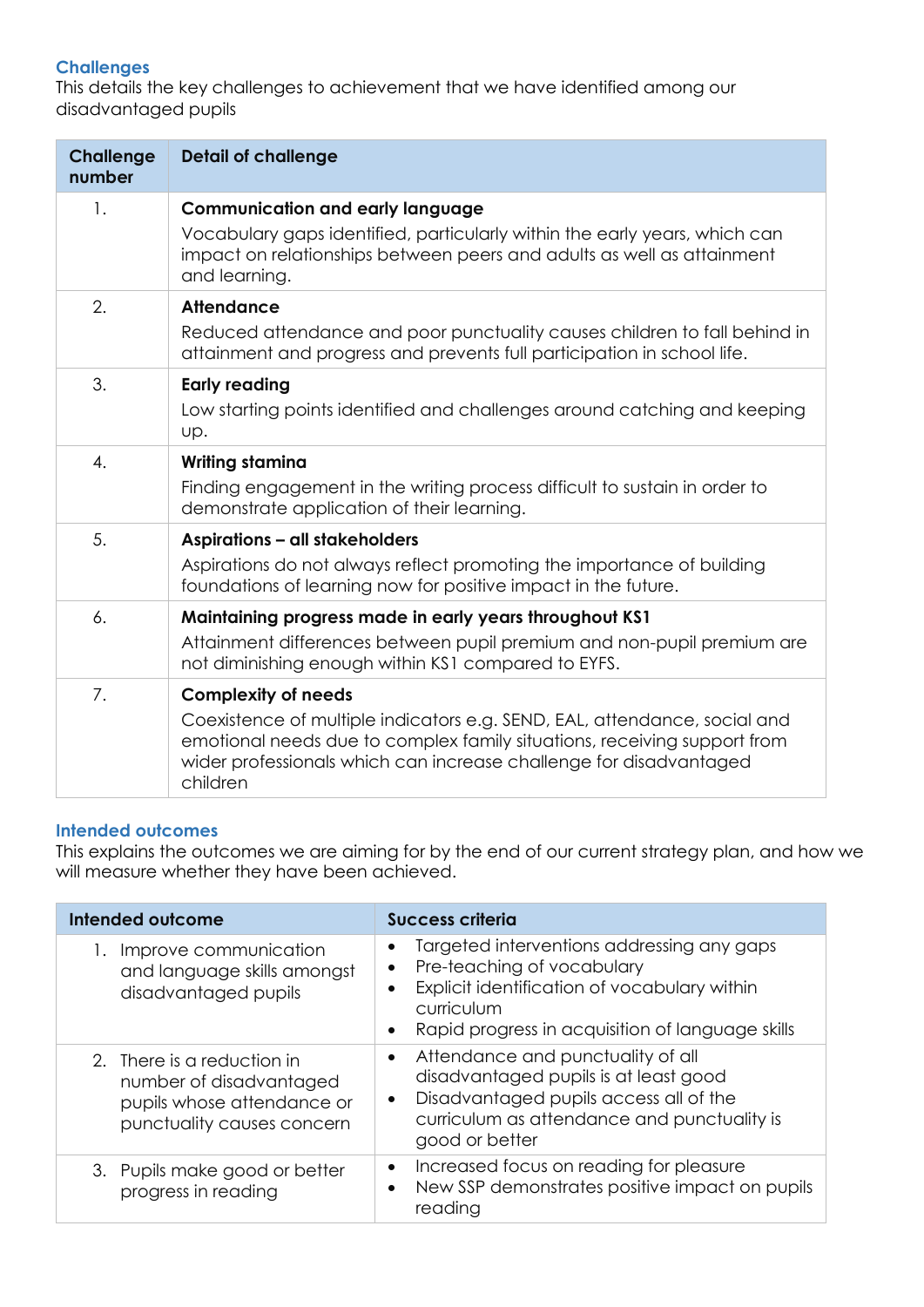## Challenges

This details the key challenges to achievement that we have identified among our disadvantaged pupils

| Challenge number | Detail of challenge |
| --- | --- |
| 1. | **Communication and early language**<br>Vocabulary gaps identified, particularly within the early years, which can impact on relationships between peers and adults as well as attainment and learning. |
| 2. | **Attendance**<br>Reduced attendance and poor punctuality causes children to fall behind in attainment and progress and prevents full participation in school life. |
| 3. | **Early reading**<br>Low starting points identified and challenges around catching and keeping up. |
| 4. | **Writing stamina**<br>Finding engagement in the writing process difficult to sustain in order to demonstrate application of their learning. |
| 5. | **Aspirations – all stakeholders**<br>Aspirations do not always reflect promoting the importance of building foundations of learning now for positive impact in the future. |
| 6. | **Maintaining progress made in early years throughout KS1**<br>Attainment differences between pupil premium and non-pupil premium are not diminishing enough within KS1 compared to EYFS. |
| 7. | **Complexity of needs**<br>Coexistence of multiple indicators e.g. SEND, EAL, attendance, social and emotional needs due to complex family situations, receiving support from wider professionals which can increase challenge for disadvantaged children |

## Intended outcomes

This explains the outcomes we are aiming for by the end of our current strategy plan, and how we will measure whether they have been achieved.

| Intended outcome | Success criteria |
| --- | --- |
| 1. Improve communication and language skills amongst disadvantaged pupils | • Targeted interventions addressing any gaps<br>• Pre-teaching of vocabulary<br>• Explicit identification of vocabulary within curriculum<br>• Rapid progress in acquisition of language skills |
| 2. There is a reduction in number of disadvantaged pupils whose attendance or punctuality causes concern | • Attendance and punctuality of all disadvantaged pupils is at least good<br>• Disadvantaged pupils access all of the curriculum as attendance and punctuality is good or better |
| 3. Pupils make good or better progress in reading | • Increased focus on reading for pleasure<br>• New SSP demonstrates positive impact on pupils reading |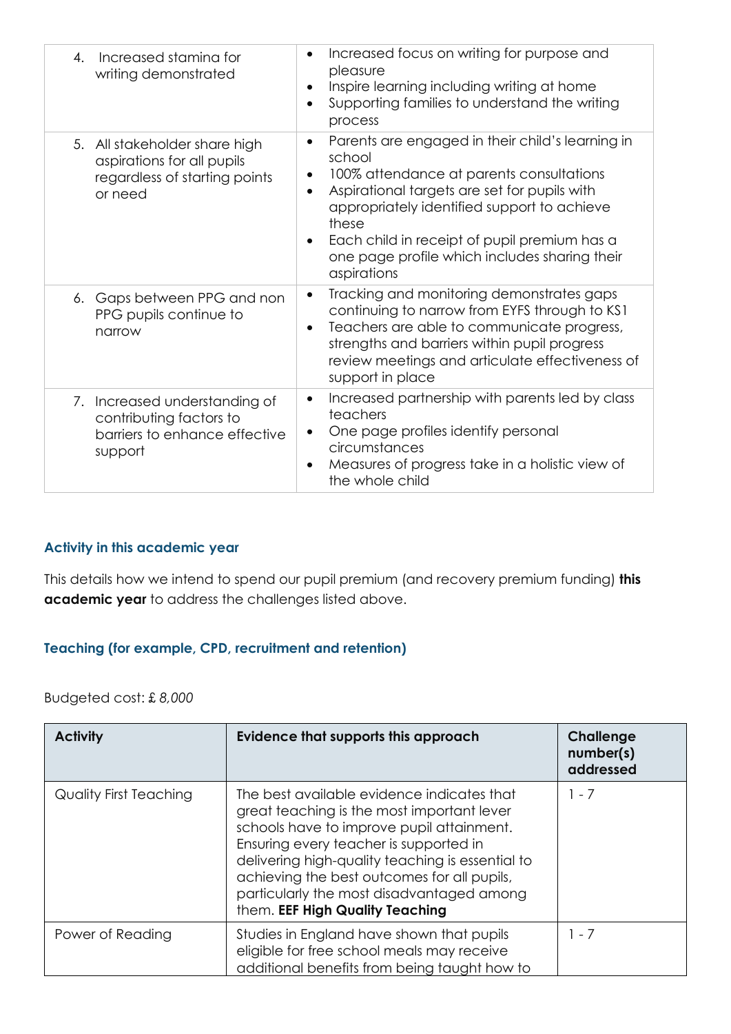| | |
|---|---|
| 4. Increased stamina for writing demonstrated | • Increased focus on writing for purpose and pleasure<br>• Inspire learning including writing at home<br>• Supporting families to understand the writing process |
| 5. All stakeholder share high aspirations for all pupils regardless of starting points or need | • Parents are engaged in their child's learning in school<br>• 100% attendance at parents consultations<br>• Aspirational targets are set for pupils with appropriately identified support to achieve these<br>• Each child in receipt of pupil premium has a one page profile which includes sharing their aspirations |
| 6. Gaps between PPG and non PPG pupils continue to narrow | • Tracking and monitoring demonstrates gaps continuing to narrow from EYFS through to KS1<br>• Teachers are able to communicate progress, strengths and barriers within pupil progress review meetings and articulate effectiveness of support in place |
| 7. Increased understanding of contributing factors to barriers to enhance effective support | • Increased partnership with parents led by class teachers<br>• One page profiles identify personal circumstances<br>• Measures of progress take in a holistic view of the whole child |

## Activity in this academic year

This details how we intend to spend our pupil premium (and recovery premium funding) **this academic year** to address the challenges listed above.

### Teaching (for example, CPD, recruitment and retention)

Budgeted cost: £ *8,000*

| Activity | Evidence that supports this approach | Challenge number(s) addressed |
|---|---|---|
| Quality First Teaching | The best available evidence indicates that great teaching is the most important lever schools have to improve pupil attainment. Ensuring every teacher is supported in delivering high-quality teaching is essential to achieving the best outcomes for all pupils, particularly the most disadvantaged among them. **EEF High Quality Teaching** | 1 - 7 |
| Power of Reading | Studies in England have shown that pupils eligible for free school meals may receive additional benefits from being taught how to | 1 - 7 |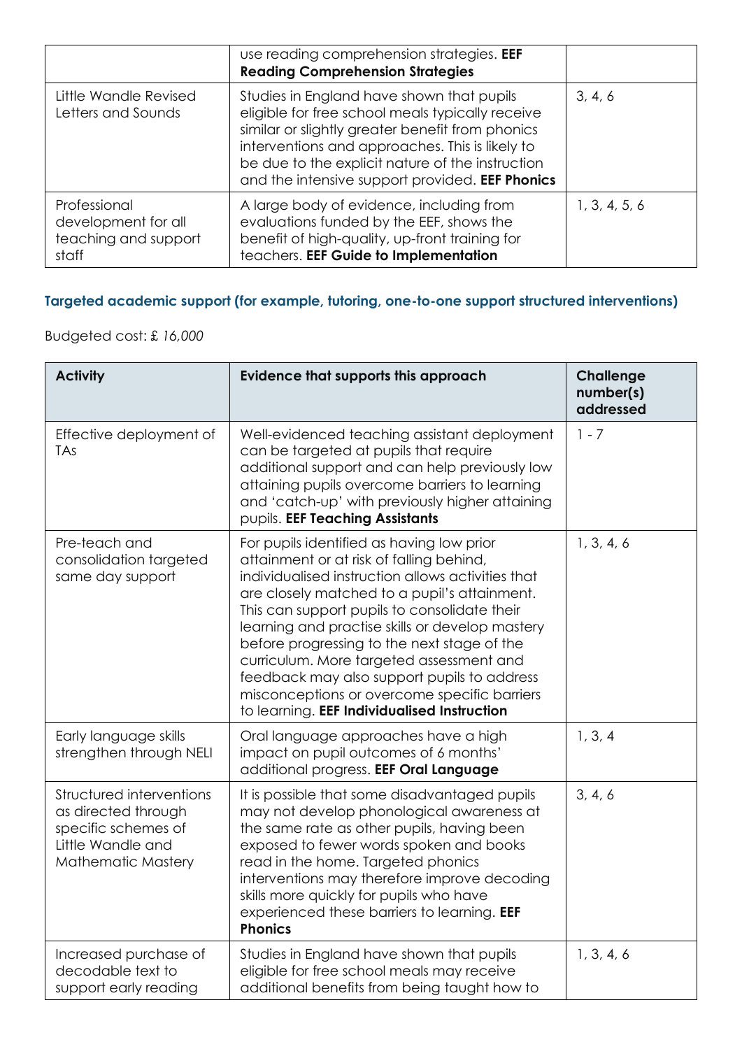|  | use reading comprehension strategies. **EEF Reading Comprehension Strategies** |  |
|---|---|---|
| Little Wandle Revised Letters and Sounds | Studies in England have shown that pupils eligible for free school meals typically receive similar or slightly greater benefit from phonics interventions and approaches. This is likely to be due to the explicit nature of the instruction and the intensive support provided. **EEF Phonics** | 3, 4, 6 |
| Professional development for all teaching and support staff | A large body of evidence, including from evaluations funded by the EEF, shows the benefit of high-quality, up-front training for teachers. **EEF Guide to Implementation** | 1, 3, 4, 5, 6 |

### Targeted academic support (for example, tutoring, one-to-one support structured interventions)

Budgeted cost: £ *16,000*

| Activity | Evidence that supports this approach | Challenge number(s) addressed |
|---|---|---|
| Effective deployment of TAs | Well-evidenced teaching assistant deployment can be targeted at pupils that require additional support and can help previously low attaining pupils overcome barriers to learning and 'catch-up' with previously higher attaining pupils. **EEF Teaching Assistants** | 1 - 7 |
| Pre-teach and consolidation targeted same day support | For pupils identified as having low prior attainment or at risk of falling behind, individualised instruction allows activities that are closely matched to a pupil's attainment. This can support pupils to consolidate their learning and practise skills or develop mastery before progressing to the next stage of the curriculum. More targeted assessment and feedback may also support pupils to address misconceptions or overcome specific barriers to learning. **EEF Individualised Instruction** | 1, 3, 4, 6 |
| Early language skills strengthen through NELI | Oral language approaches have a high impact on pupil outcomes of 6 months' additional progress. **EEF Oral Language** | 1, 3, 4 |
| Structured interventions as directed through specific schemes of Little Wandle and Mathematic Mastery | It is possible that some disadvantaged pupils may not develop phonological awareness at the same rate as other pupils, having been exposed to fewer words spoken and books read in the home. Targeted phonics interventions may therefore improve decoding skills more quickly for pupils who have experienced these barriers to learning. **EEF Phonics** | 3, 4, 6 |
| Increased purchase of decodable text to support early reading | Studies in England have shown that pupils eligible for free school meals may receive additional benefits from being taught how to | 1, 3, 4, 6 |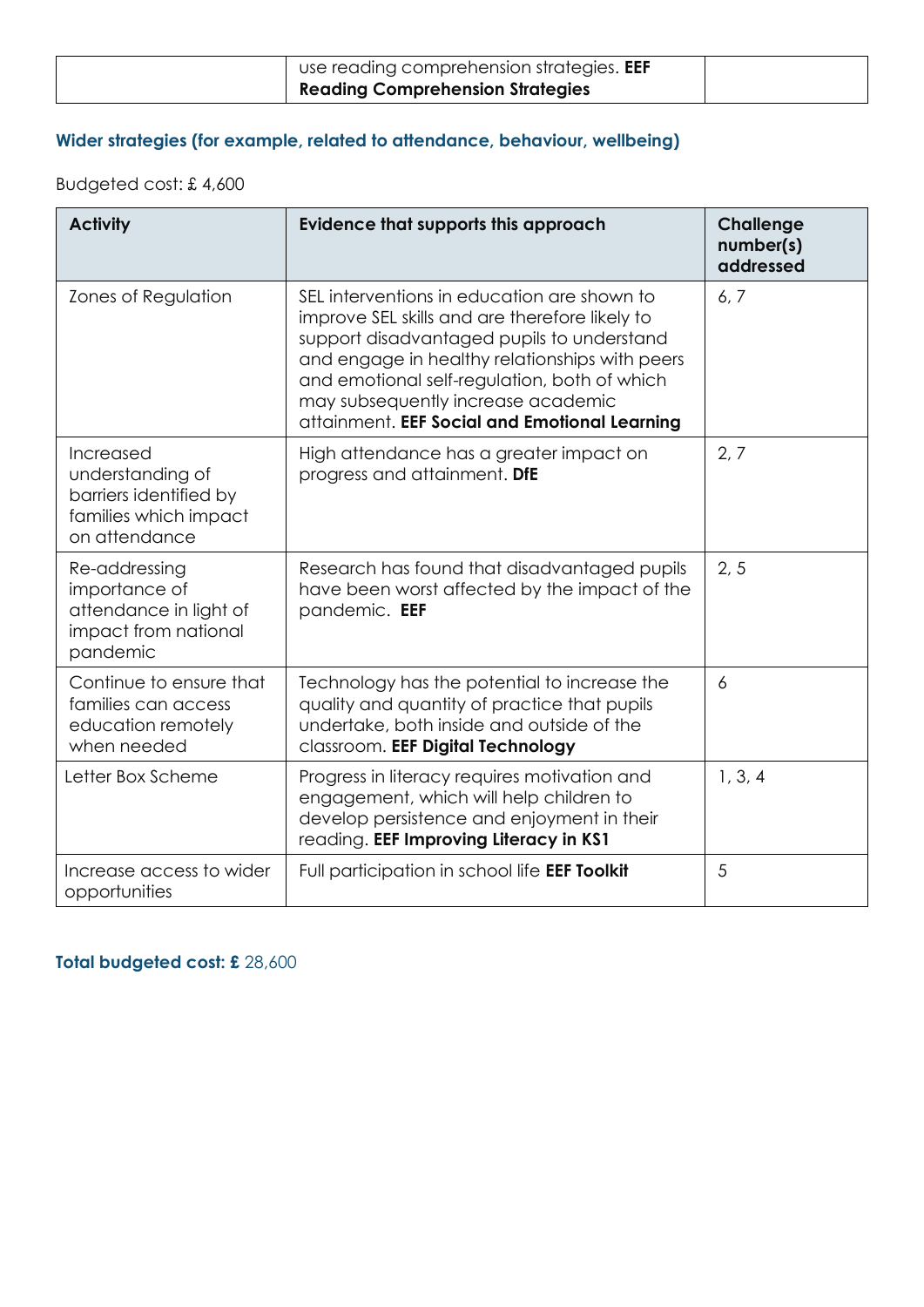| | use reading comprehension strategies. **EEF Reading Comprehension Strategies** | |
|---|---|---|

### Wider strategies (for example, related to attendance, behaviour, wellbeing)

Budgeted cost: £ 4,600

| Activity | Evidence that supports this approach | Challenge number(s) addressed |
|---|---|---|
| Zones of Regulation | SEL interventions in education are shown to improve SEL skills and are therefore likely to support disadvantaged pupils to understand and engage in healthy relationships with peers and emotional self-regulation, both of which may subsequently increase academic attainment. **EEF Social and Emotional Learning** | 6, 7 |
| Increased understanding of barriers identified by families which impact on attendance | High attendance has a greater impact on progress and attainment. **DfE** | 2, 7 |
| Re-addressing importance of attendance in light of impact from national pandemic | Research has found that disadvantaged pupils have been worst affected by the impact of the pandemic. **EEF** | 2, 5 |
| Continue to ensure that families can access education remotely when needed | Technology has the potential to increase the quality and quantity of practice that pupils undertake, both inside and outside of the classroom. **EEF Digital Technology** | 6 |
| Letter Box Scheme | Progress in literacy requires motivation and engagement, which will help children to develop persistence and enjoyment in their reading. **EEF Improving Literacy in KS1** | 1, 3, 4 |
| Increase access to wider opportunities | Full participation in school life **EEF Toolkit** | 5 |

**Total budgeted cost: £** 28,600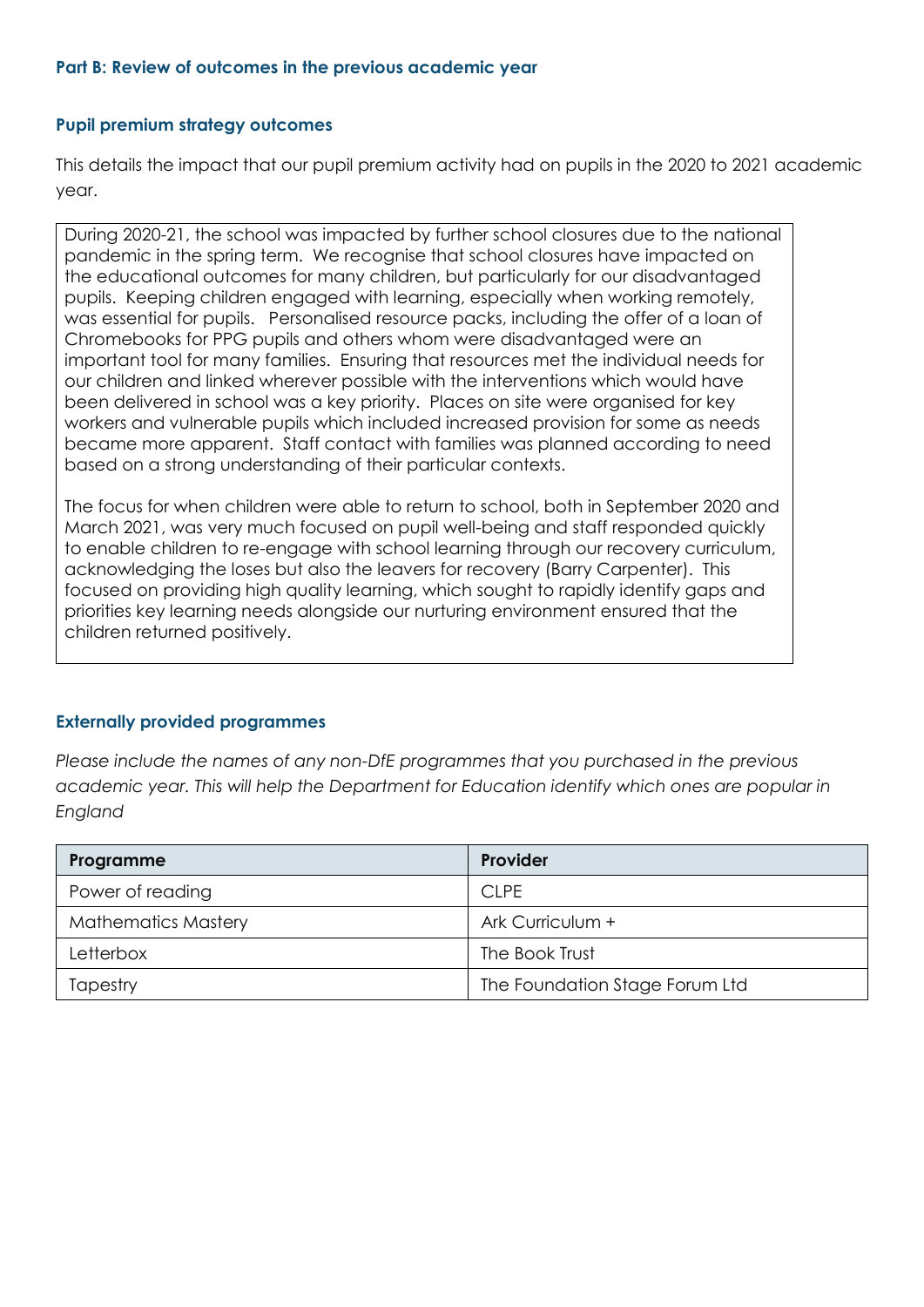### Part B: Review of outcomes in the previous academic year

### Pupil premium strategy outcomes

This details the impact that our pupil premium activity had on pupils in the 2020 to 2021 academic year.

During 2020-21, the school was impacted by further school closures due to the national pandemic in the spring term. We recognise that school closures have impacted on the educational outcomes for many children, but particularly for our disadvantaged pupils. Keeping children engaged with learning, especially when working remotely, was essential for pupils. Personalised resource packs, including the offer of a loan of Chromebooks for PPG pupils and others whom were disadvantaged were an important tool for many families. Ensuring that resources met the individual needs for our children and linked wherever possible with the interventions which would have been delivered in school was a key priority. Places on site were organised for key workers and vulnerable pupils which included increased provision for some as needs became more apparent. Staff contact with families was planned according to need based on a strong understanding of their particular contexts.

The focus for when children were able to return to school, both in September 2020 and March 2021, was very much focused on pupil well-being and staff responded quickly to enable children to re-engage with school learning through our recovery curriculum, acknowledging the loses but also the leavers for recovery (Barry Carpenter). This focused on providing high quality learning, which sought to rapidly identify gaps and priorities key learning needs alongside our nurturing environment ensured that the children returned positively.

### Externally provided programmes

*Please include the names of any non-DfE programmes that you purchased in the previous academic year. This will help the Department for Education identify which ones are popular in England*

| Programme | Provider |
| --- | --- |
| Power of reading | CLPE |
| Mathematics Mastery | Ark Curriculum + |
| Letterbox | The Book Trust |
| Tapestry | The Foundation Stage Forum Ltd |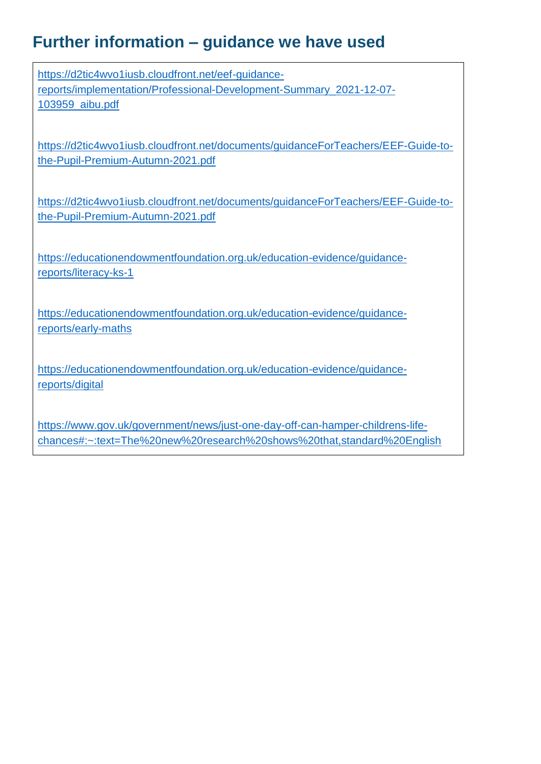## Further information – guidance we have used

https://d2tic4wvo1iusb.cloudfront.net/eef-guidance-reports/implementation/Professional-Development-Summary_2021-12-07-103959_aibu.pdf

https://d2tic4wvo1iusb.cloudfront.net/documents/guidanceForTeachers/EEF-Guide-to-the-Pupil-Premium-Autumn-2021.pdf

https://d2tic4wvo1iusb.cloudfront.net/documents/guidanceForTeachers/EEF-Guide-to-the-Pupil-Premium-Autumn-2021.pdf

https://educationendowmentfoundation.org.uk/education-evidence/guidance-reports/literacy-ks-1

https://educationendowmentfoundation.org.uk/education-evidence/guidance-reports/early-maths

https://educationendowmentfoundation.org.uk/education-evidence/guidance-reports/digital

https://www.gov.uk/government/news/just-one-day-off-can-hamper-childrens-life-chances#:~:text=The%20new%20research%20shows%20that,standard%20English